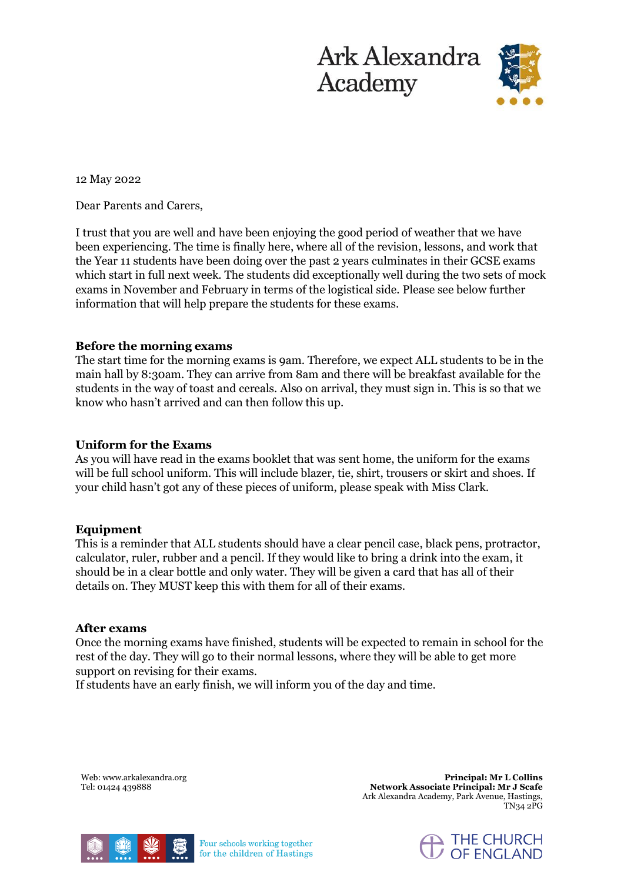Ark Alexandra Academy

12 May 2022

Dear Parents and Carers,

I trust that you are well and have been enjoying the good period of weather that we have been experiencing. The time is finally here, where all of the revision, lessons, and work that the Year 11 students have been doing over the past 2 years culminates in their GCSE exams which start in full next week. The students did exceptionally well during the two sets of mock exams in November and February in terms of the logistical side. Please see below further information that will help prepare the students for these exams.

**Before the morning exams**

The start time for the morning exams is 9am. Therefore, we expect ALL students to be in the main hall by 8:30am. They can arrive from 8am and there will be breakfast available for the students in the way of toast and cereals. Also on arrival, they must sign in. This is so that we know who hasn't arrived and can then follow this up.

**Uniform for the Exams**

As you will have read in the exams booklet that was sent home, the uniform for the exams will be full school uniform. This will include blazer, tie, shirt, trousers or skirt and shoes. If your child hasn't got any of these pieces of uniform, please speak with Miss Clark.

**Equipment**

This is a reminder that ALL students should have a clear pencil case, black pens, protractor, calculator, ruler, rubber and a pencil. If they would like to bring a drink into the exam, it should be in a clear bottle and only water. They will be given a card that has all of their details on. They MUST keep this with them for all of their exams.

**After exams**

Once the morning exams have finished, students will be expected to remain in school for the rest of the day. They will go to their normal lessons, where they will be able to get more support on revising for their exams.

If students have an early finish, we will inform you of the day and time.

Web: www.arkalexandra.org
Tel: 01424 439888

**Principal: Mr L Collins**
**Network Associate Principal: Mr J Scafe**
Ark Alexandra Academy, Park Avenue, Hastings, TN34 2PG

Four schools working together for the children of Hastings

THE CHURCH OF ENGLAND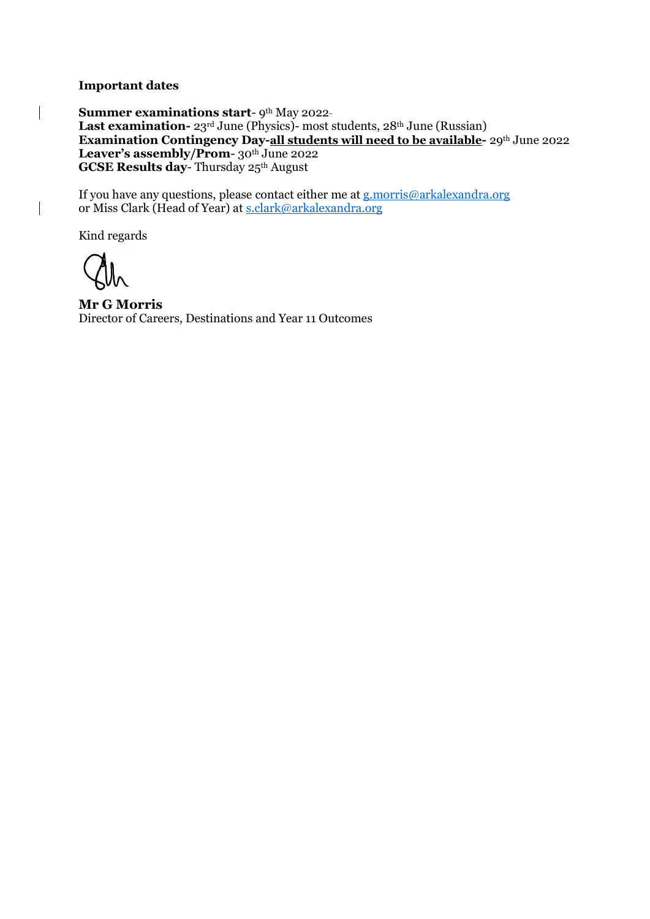**Important dates**

**Summer examinations start**- 9th May 2022
**Last examination-** 23rd June (Physics)- most students, 28th June (Russian)
**Examination Contingency Day-<u>all students will need to be available</u>-** 29th June 2022
**Leaver's assembly/Prom**- 30th June 2022
**GCSE Results day**- Thursday 25th August

If you have any questions, please contact either me at g.morris@arkalexandra.org or Miss Clark (Head of Year) at s.clark@arkalexandra.org

Kind regards

**Mr G Morris**
Director of Careers, Destinations and Year 11 Outcomes